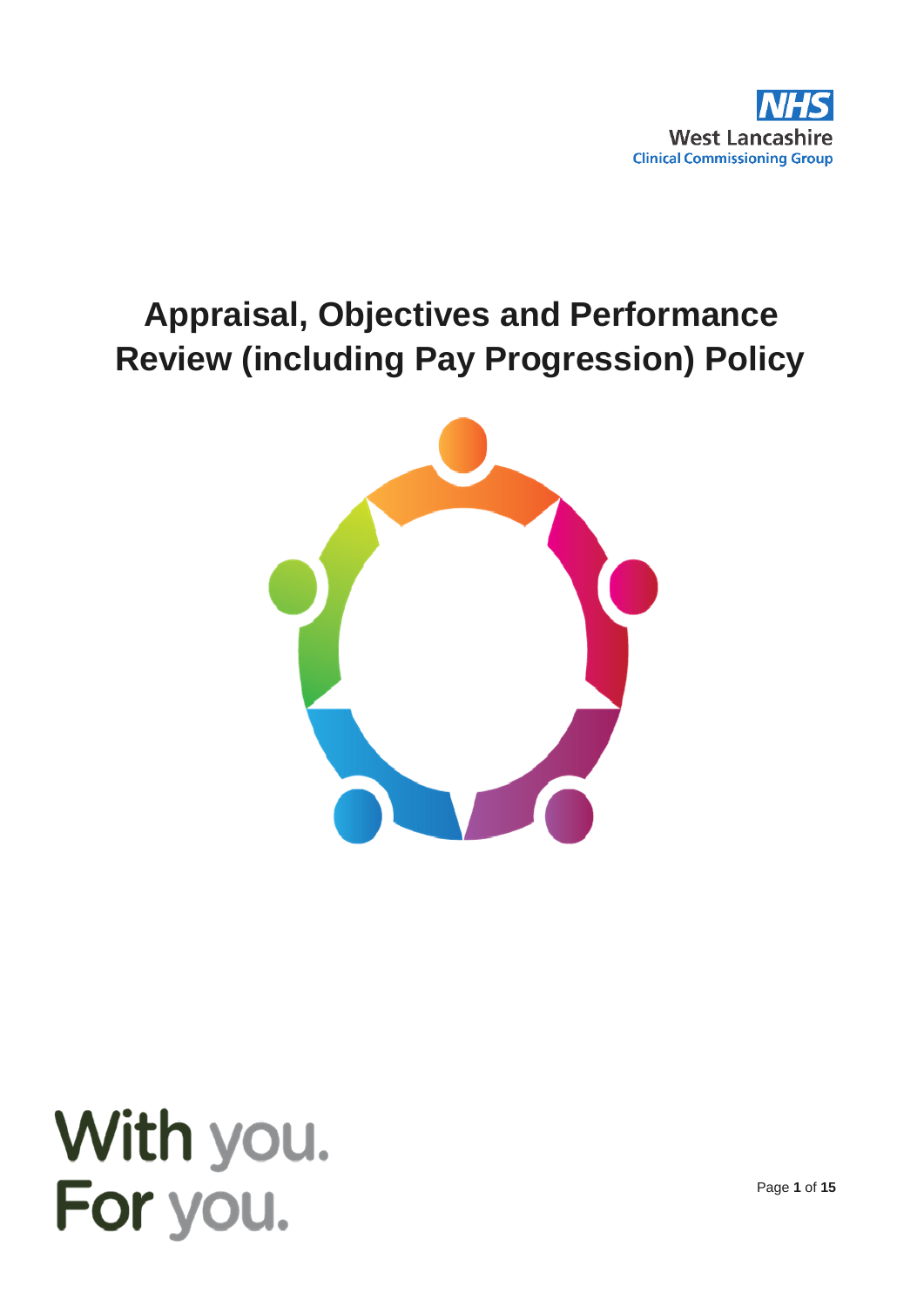NHS
West Lancashire
Clinical Commissioning Group

# Appraisal, Objectives and Performance Review (including Pay Progression) Policy

With you.
For you.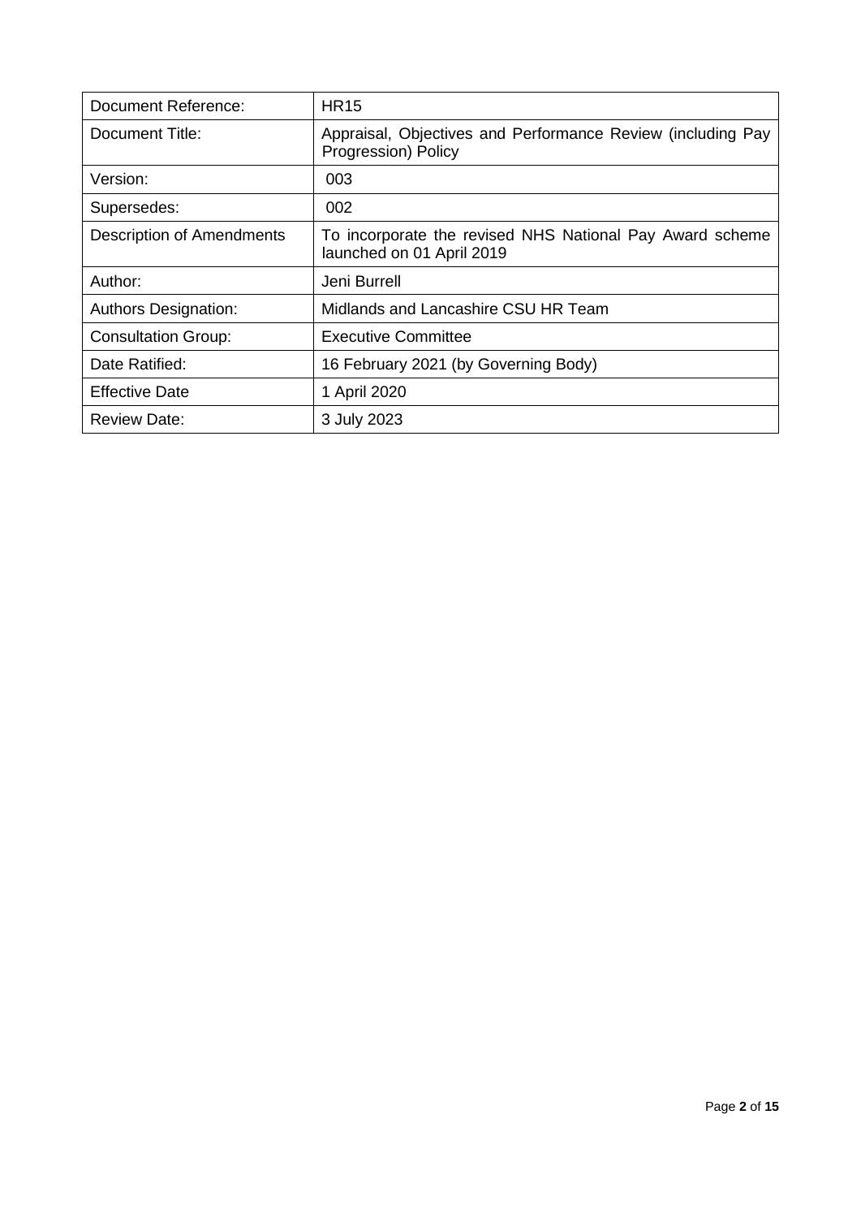| Document Reference: | HR15 |
| --- | --- |
| Document Title: | Appraisal, Objectives and Performance Review (including Pay Progression) Policy |
| Version: | 003 |
| Supersedes: | 002 |
| Description of Amendments | To incorporate the revised NHS National Pay Award scheme launched on 01 April 2019 |
| Author: | Jeni Burrell |
| Authors Designation: | Midlands and Lancashire CSU HR Team |
| Consultation Group: | Executive Committee |
| Date Ratified: | 16 February 2021 (by Governing Body) |
| Effective Date | 1 April 2020 |
| Review Date: | 3 July 2023 |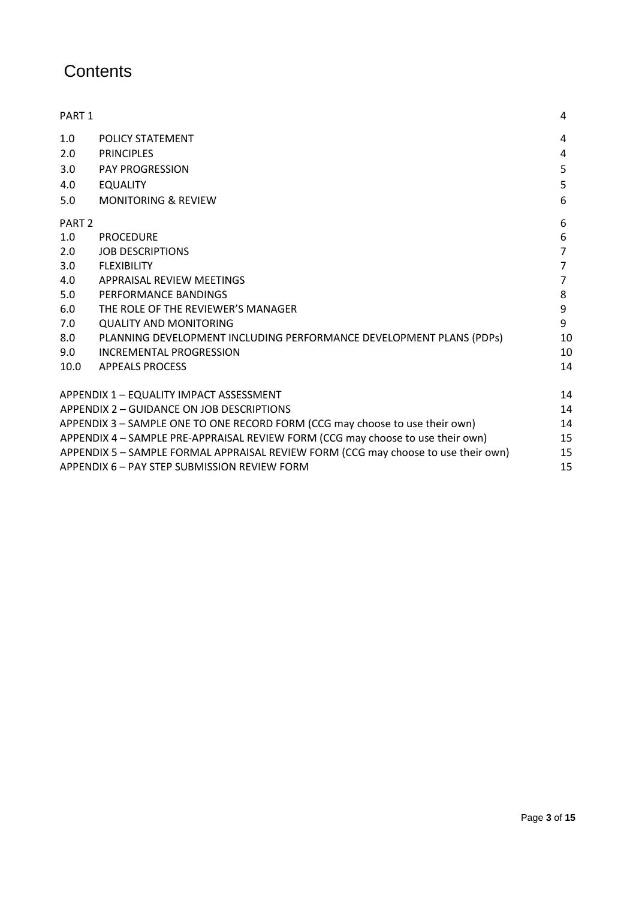# Contents

| | | |
|---|---|---|
| PART 1 | | 4 |
| 1.0 | POLICY STATEMENT | 4 |
| 2.0 | PRINCIPLES | 4 |
| 3.0 | PAY PROGRESSION | 5 |
| 4.0 | EQUALITY | 5 |
| 5.0 | MONITORING & REVIEW | 6 |
| PART 2 | | 6 |
| 1.0 | PROCEDURE | 6 |
| 2.0 | JOB DESCRIPTIONS | 7 |
| 3.0 | FLEXIBILITY | 7 |
| 4.0 | APPRAISAL REVIEW MEETINGS | 7 |
| 5.0 | PERFORMANCE BANDINGS | 8 |
| 6.0 | THE ROLE OF THE REVIEWER'S MANAGER | 9 |
| 7.0 | QUALITY AND MONITORING | 9 |
| 8.0 | PLANNING DEVELOPMENT INCLUDING PERFORMANCE DEVELOPMENT PLANS (PDPs) | 10 |
| 9.0 | INCREMENTAL PROGRESSION | 10 |
| 10.0 | APPEALS PROCESS | 14 |
| APPENDIX 1 – EQUALITY IMPACT ASSESSMENT | | 14 |
| APPENDIX 2 – GUIDANCE ON JOB DESCRIPTIONS | | 14 |
| APPENDIX 3 – SAMPLE ONE TO ONE RECORD FORM (CCG may choose to use their own) | | 14 |
| APPENDIX 4 – SAMPLE PRE-APPRAISAL REVIEW FORM (CCG may choose to use their own) | | 15 |
| APPENDIX 5 – SAMPLE FORMAL APPRAISAL REVIEW FORM (CCG may choose to use their own) | | 15 |
| APPENDIX 6 – PAY STEP SUBMISSION REVIEW FORM | | 15 |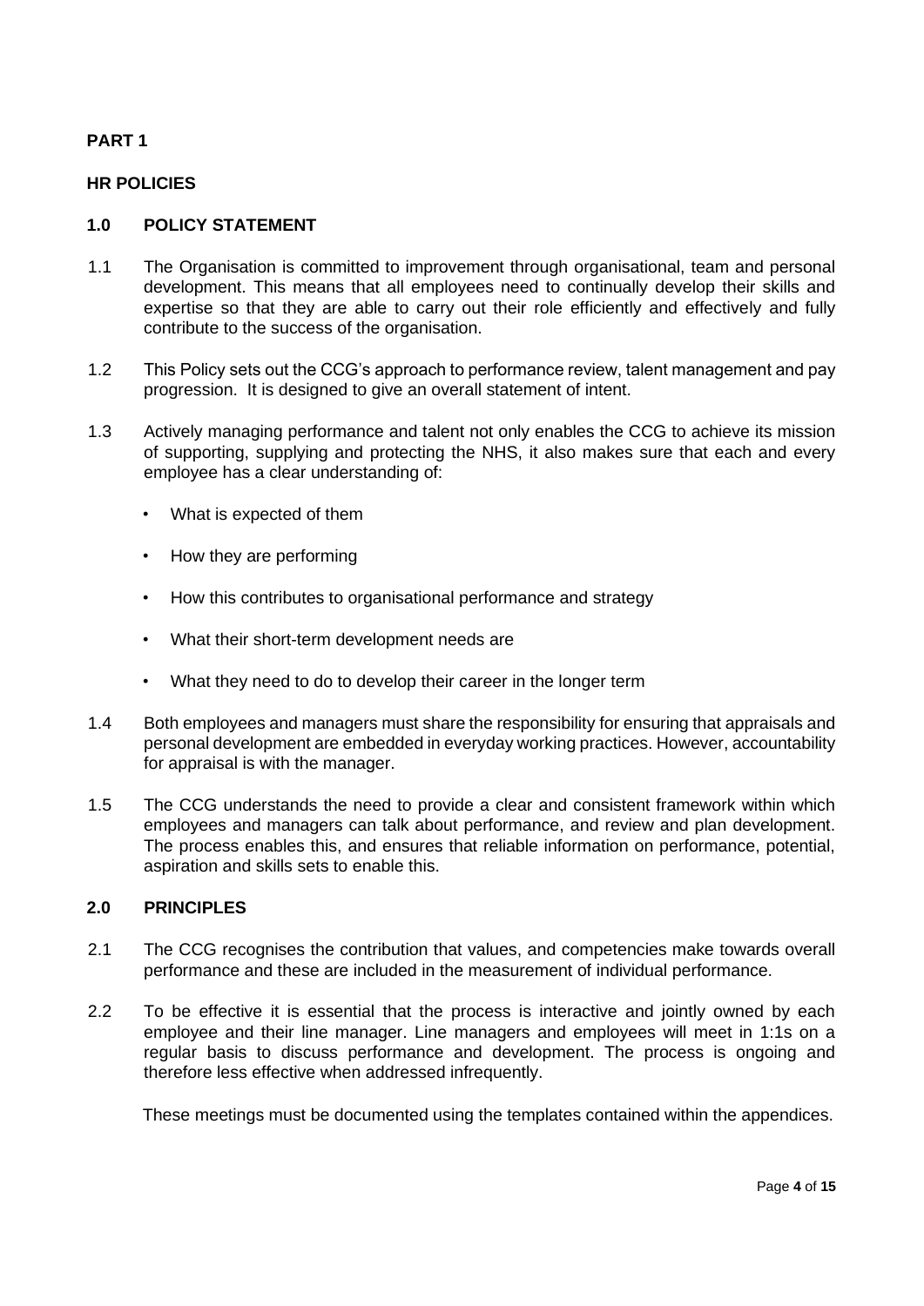**PART 1**

**HR POLICIES**

## 1.0 POLICY STATEMENT

1.1 The Organisation is committed to improvement through organisational, team and personal development. This means that all employees need to continually develop their skills and expertise so that they are able to carry out their role efficiently and effectively and fully contribute to the success of the organisation.

1.2 This Policy sets out the CCG's approach to performance review, talent management and pay progression. It is designed to give an overall statement of intent.

1.3 Actively managing performance and talent not only enables the CCG to achieve its mission of supporting, supplying and protecting the NHS, it also makes sure that each and every employee has a clear understanding of:

- What is expected of them
- How they are performing
- How this contributes to organisational performance and strategy
- What their short-term development needs are
- What they need to do to develop their career in the longer term

1.4 Both employees and managers must share the responsibility for ensuring that appraisals and personal development are embedded in everyday working practices. However, accountability for appraisal is with the manager.

1.5 The CCG understands the need to provide a clear and consistent framework within which employees and managers can talk about performance, and review and plan development. The process enables this, and ensures that reliable information on performance, potential, aspiration and skills sets to enable this.

## 2.0 PRINCIPLES

2.1 The CCG recognises the contribution that values, and competencies make towards overall performance and these are included in the measurement of individual performance.

2.2 To be effective it is essential that the process is interactive and jointly owned by each employee and their line manager. Line managers and employees will meet in 1:1s on a regular basis to discuss performance and development. The process is ongoing and therefore less effective when addressed infrequently.

These meetings must be documented using the templates contained within the appendices.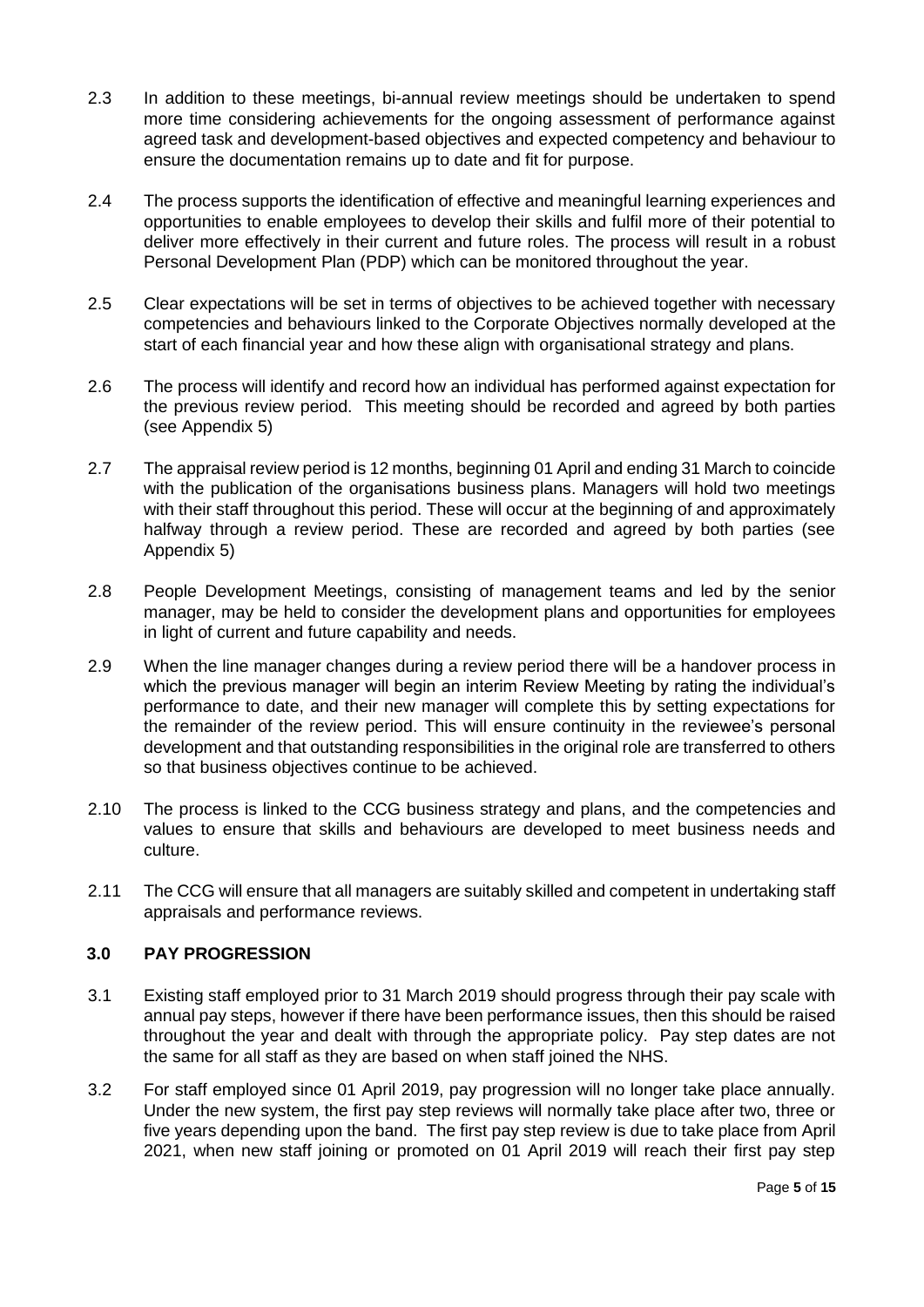2.3 In addition to these meetings, bi-annual review meetings should be undertaken to spend more time considering achievements for the ongoing assessment of performance against agreed task and development-based objectives and expected competency and behaviour to ensure the documentation remains up to date and fit for purpose.

2.4 The process supports the identification of effective and meaningful learning experiences and opportunities to enable employees to develop their skills and fulfil more of their potential to deliver more effectively in their current and future roles. The process will result in a robust Personal Development Plan (PDP) which can be monitored throughout the year.

2.5 Clear expectations will be set in terms of objectives to be achieved together with necessary competencies and behaviours linked to the Corporate Objectives normally developed at the start of each financial year and how these align with organisational strategy and plans.

2.6 The process will identify and record how an individual has performed against expectation for the previous review period. This meeting should be recorded and agreed by both parties (see Appendix 5)

2.7 The appraisal review period is 12 months, beginning 01 April and ending 31 March to coincide with the publication of the organisations business plans. Managers will hold two meetings with their staff throughout this period. These will occur at the beginning of and approximately halfway through a review period. These are recorded and agreed by both parties (see Appendix 5)

2.8 People Development Meetings, consisting of management teams and led by the senior manager, may be held to consider the development plans and opportunities for employees in light of current and future capability and needs.

2.9 When the line manager changes during a review period there will be a handover process in which the previous manager will begin an interim Review Meeting by rating the individual's performance to date, and their new manager will complete this by setting expectations for the remainder of the review period. This will ensure continuity in the reviewee's personal development and that outstanding responsibilities in the original role are transferred to others so that business objectives continue to be achieved.

2.10 The process is linked to the CCG business strategy and plans, and the competencies and values to ensure that skills and behaviours are developed to meet business needs and culture.

2.11 The CCG will ensure that all managers are suitably skilled and competent in undertaking staff appraisals and performance reviews.

## 3.0 PAY PROGRESSION

3.1 Existing staff employed prior to 31 March 2019 should progress through their pay scale with annual pay steps, however if there have been performance issues, then this should be raised throughout the year and dealt with through the appropriate policy. Pay step dates are not the same for all staff as they are based on when staff joined the NHS.

3.2 For staff employed since 01 April 2019, pay progression will no longer take place annually. Under the new system, the first pay step reviews will normally take place after two, three or five years depending upon the band. The first pay step review is due to take place from April 2021, when new staff joining or promoted on 01 April 2019 will reach their first pay step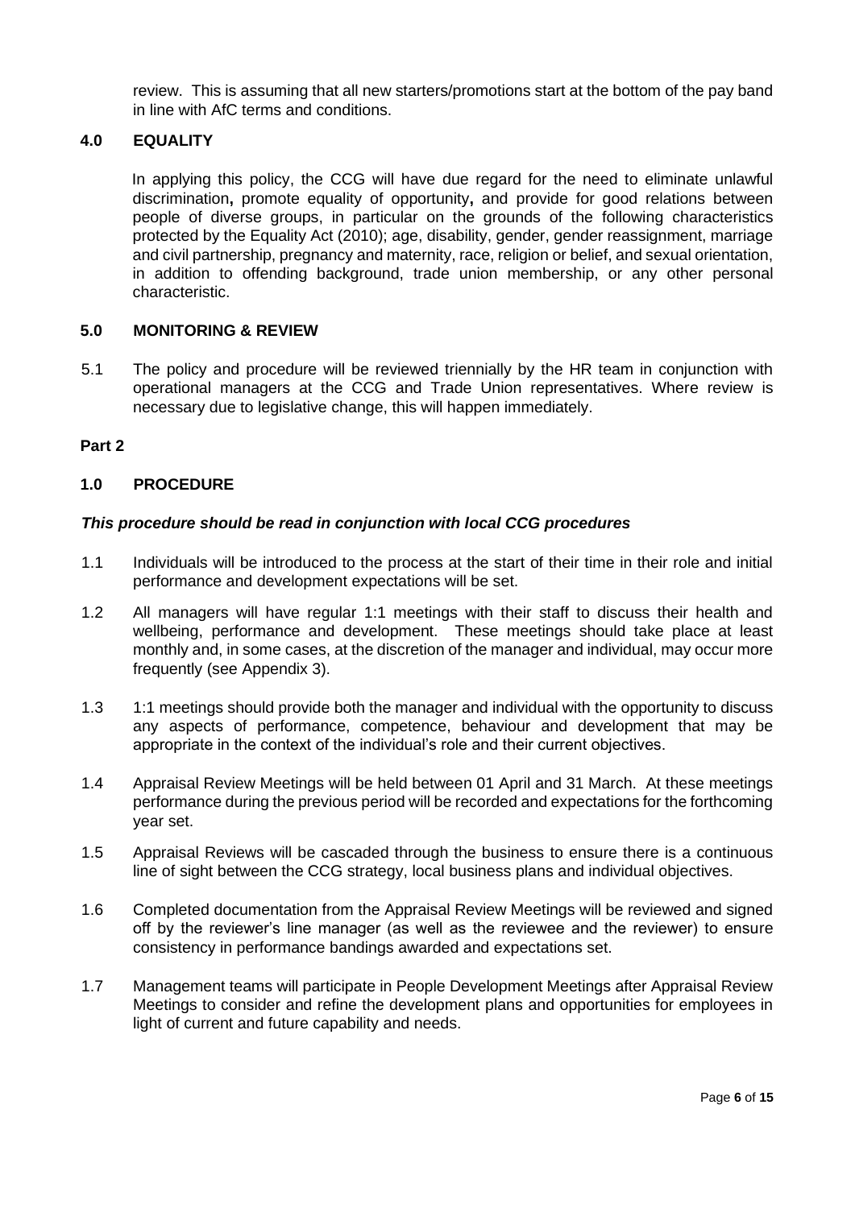review. This is assuming that all new starters/promotions start at the bottom of the pay band in line with AfC terms and conditions.

## 4.0 EQUALITY

In applying this policy, the CCG will have due regard for the need to eliminate unlawful discrimination**,** promote equality of opportunity**,** and provide for good relations between people of diverse groups, in particular on the grounds of the following characteristics protected by the Equality Act (2010); age, disability, gender, gender reassignment, marriage and civil partnership, pregnancy and maternity, race, religion or belief, and sexual orientation, in addition to offending background, trade union membership, or any other personal characteristic.

## 5.0 MONITORING & REVIEW

5.1 The policy and procedure will be reviewed triennially by the HR team in conjunction with operational managers at the CCG and Trade Union representatives. Where review is necessary due to legislative change, this will happen immediately.

# Part 2

## 1.0 PROCEDURE

***This procedure should be read in conjunction with local CCG procedures***

1.1 Individuals will be introduced to the process at the start of their time in their role and initial performance and development expectations will be set.

1.2 All managers will have regular 1:1 meetings with their staff to discuss their health and wellbeing, performance and development. These meetings should take place at least monthly and, in some cases, at the discretion of the manager and individual, may occur more frequently (see Appendix 3).

1.3 1:1 meetings should provide both the manager and individual with the opportunity to discuss any aspects of performance, competence, behaviour and development that may be appropriate in the context of the individual's role and their current objectives.

1.4 Appraisal Review Meetings will be held between 01 April and 31 March. At these meetings performance during the previous period will be recorded and expectations for the forthcoming year set.

1.5 Appraisal Reviews will be cascaded through the business to ensure there is a continuous line of sight between the CCG strategy, local business plans and individual objectives.

1.6 Completed documentation from the Appraisal Review Meetings will be reviewed and signed off by the reviewer's line manager (as well as the reviewee and the reviewer) to ensure consistency in performance bandings awarded and expectations set.

1.7 Management teams will participate in People Development Meetings after Appraisal Review Meetings to consider and refine the development plans and opportunities for employees in light of current and future capability and needs.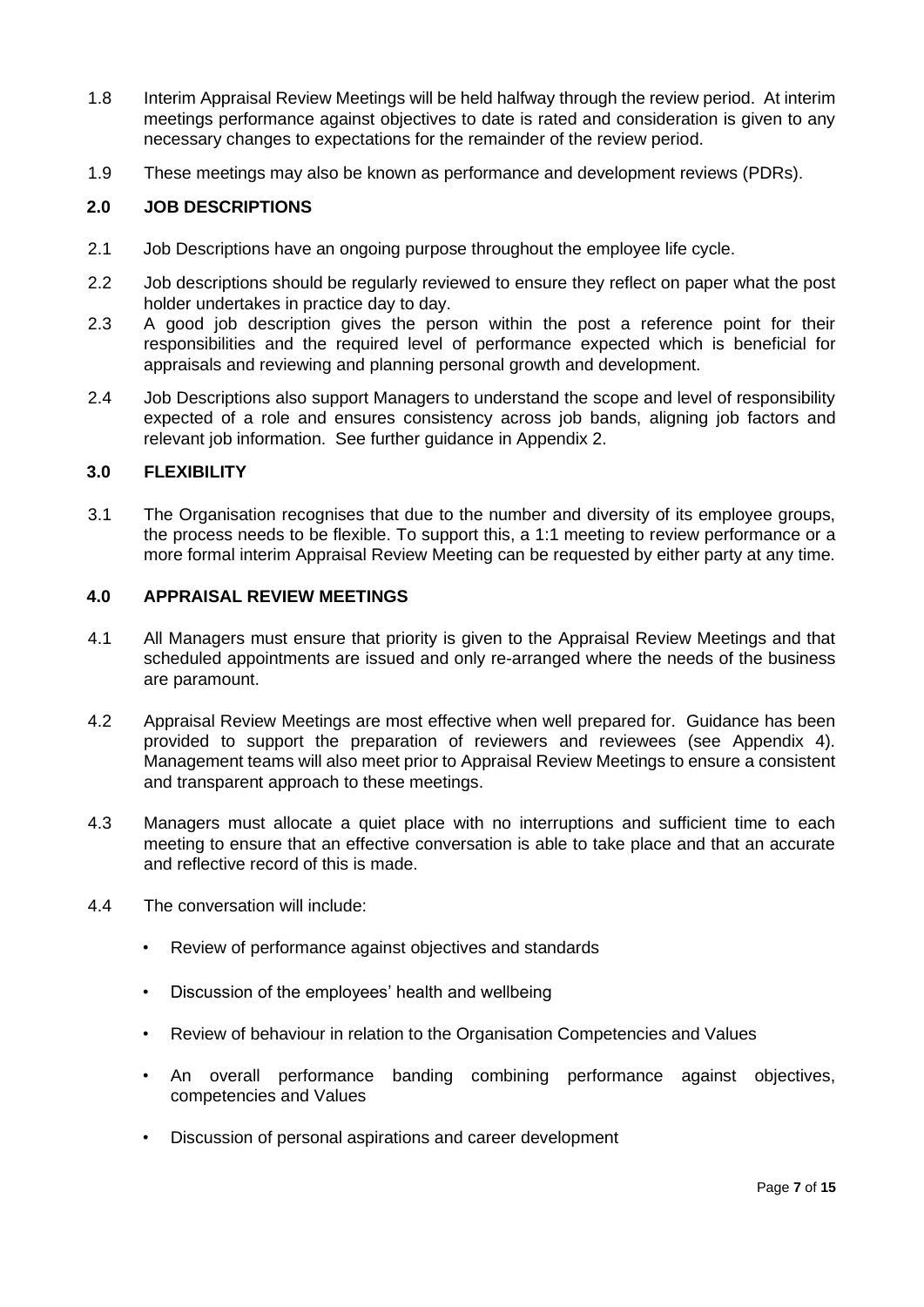1.8 Interim Appraisal Review Meetings will be held halfway through the review period. At interim meetings performance against objectives to date is rated and consideration is given to any necessary changes to expectations for the remainder of the review period.

1.9 These meetings may also be known as performance and development reviews (PDRs).

## 2.0 JOB DESCRIPTIONS

2.1 Job Descriptions have an ongoing purpose throughout the employee life cycle.

2.2 Job descriptions should be regularly reviewed to ensure they reflect on paper what the post holder undertakes in practice day to day.

2.3 A good job description gives the person within the post a reference point for their responsibilities and the required level of performance expected which is beneficial for appraisals and reviewing and planning personal growth and development.

2.4 Job Descriptions also support Managers to understand the scope and level of responsibility expected of a role and ensures consistency across job bands, aligning job factors and relevant job information. See further guidance in Appendix 2.

## 3.0 FLEXIBILITY

3.1 The Organisation recognises that due to the number and diversity of its employee groups, the process needs to be flexible. To support this, a 1:1 meeting to review performance or a more formal interim Appraisal Review Meeting can be requested by either party at any time.

## 4.0 APPRAISAL REVIEW MEETINGS

4.1 All Managers must ensure that priority is given to the Appraisal Review Meetings and that scheduled appointments are issued and only re-arranged where the needs of the business are paramount.

4.2 Appraisal Review Meetings are most effective when well prepared for. Guidance has been provided to support the preparation of reviewers and reviewees (see Appendix 4). Management teams will also meet prior to Appraisal Review Meetings to ensure a consistent and transparent approach to these meetings.

4.3 Managers must allocate a quiet place with no interruptions and sufficient time to each meeting to ensure that an effective conversation is able to take place and that an accurate and reflective record of this is made.

4.4 The conversation will include:

- Review of performance against objectives and standards
- Discussion of the employees' health and wellbeing
- Review of behaviour in relation to the Organisation Competencies and Values
- An overall performance banding combining performance against objectives, competencies and Values
- Discussion of personal aspirations and career development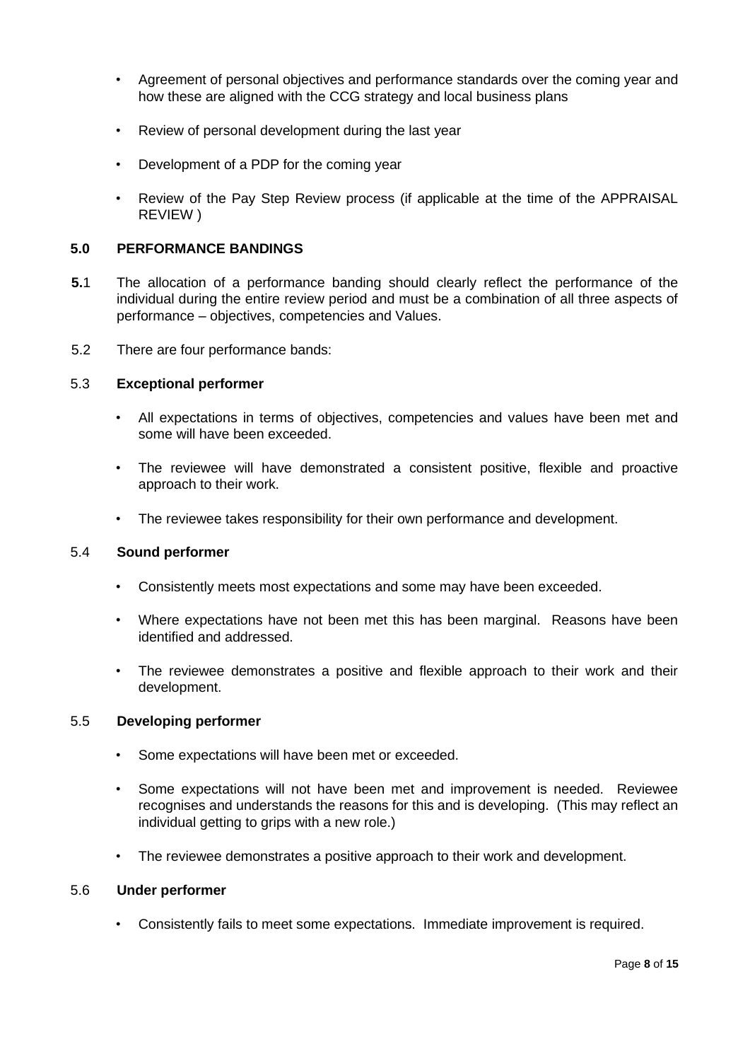- Agreement of personal objectives and performance standards over the coming year and how these are aligned with the CCG strategy and local business plans
- Review of personal development during the last year
- Development of a PDP for the coming year
- Review of the Pay Step Review process (if applicable at the time of the APPRAISAL REVIEW )

## 5.0 PERFORMANCE BANDINGS

**5.**1 The allocation of a performance banding should clearly reflect the performance of the individual during the entire review period and must be a combination of all three aspects of performance – objectives, competencies and Values.

5.2 There are four performance bands:

5.3 **Exceptional performer**

- All expectations in terms of objectives, competencies and values have been met and some will have been exceeded.
- The reviewee will have demonstrated a consistent positive, flexible and proactive approach to their work.
- The reviewee takes responsibility for their own performance and development.

5.4 **Sound performer**

- Consistently meets most expectations and some may have been exceeded.
- Where expectations have not been met this has been marginal. Reasons have been identified and addressed.
- The reviewee demonstrates a positive and flexible approach to their work and their development.

5.5 **Developing performer**

- Some expectations will have been met or exceeded.
- Some expectations will not have been met and improvement is needed. Reviewee recognises and understands the reasons for this and is developing. (This may reflect an individual getting to grips with a new role.)
- The reviewee demonstrates a positive approach to their work and development.

5.6 **Under performer**

- Consistently fails to meet some expectations. Immediate improvement is required.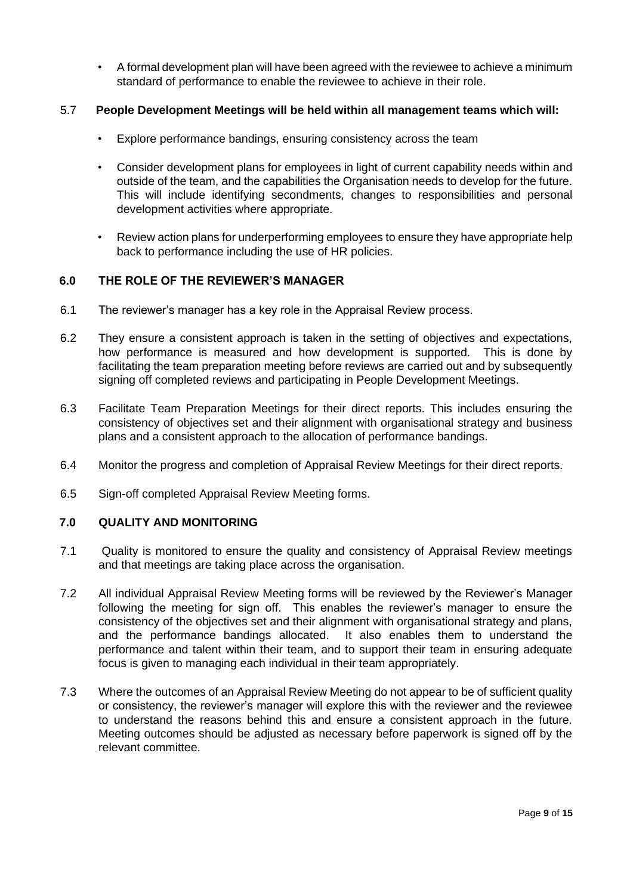- A formal development plan will have been agreed with the reviewee to achieve a minimum standard of performance to enable the reviewee to achieve in their role.

5.7 **People Development Meetings will be held within all management teams which will:**

- Explore performance bandings, ensuring consistency across the team
- Consider development plans for employees in light of current capability needs within and outside of the team, and the capabilities the Organisation needs to develop for the future. This will include identifying secondments, changes to responsibilities and personal development activities where appropriate.
- Review action plans for underperforming employees to ensure they have appropriate help back to performance including the use of HR policies.

## 6.0 THE ROLE OF THE REVIEWER'S MANAGER

6.1 The reviewer's manager has a key role in the Appraisal Review process.

6.2 They ensure a consistent approach is taken in the setting of objectives and expectations, how performance is measured and how development is supported. This is done by facilitating the team preparation meeting before reviews are carried out and by subsequently signing off completed reviews and participating in People Development Meetings.

6.3 Facilitate Team Preparation Meetings for their direct reports. This includes ensuring the consistency of objectives set and their alignment with organisational strategy and business plans and a consistent approach to the allocation of performance bandings.

6.4 Monitor the progress and completion of Appraisal Review Meetings for their direct reports.

6.5 Sign-off completed Appraisal Review Meeting forms.

## 7.0 QUALITY AND MONITORING

7.1 Quality is monitored to ensure the quality and consistency of Appraisal Review meetings and that meetings are taking place across the organisation.

7.2 All individual Appraisal Review Meeting forms will be reviewed by the Reviewer's Manager following the meeting for sign off. This enables the reviewer's manager to ensure the consistency of the objectives set and their alignment with organisational strategy and plans, and the performance bandings allocated. It also enables them to understand the performance and talent within their team, and to support their team in ensuring adequate focus is given to managing each individual in their team appropriately.

7.3 Where the outcomes of an Appraisal Review Meeting do not appear to be of sufficient quality or consistency, the reviewer's manager will explore this with the reviewer and the reviewee to understand the reasons behind this and ensure a consistent approach in the future. Meeting outcomes should be adjusted as necessary before paperwork is signed off by the relevant committee.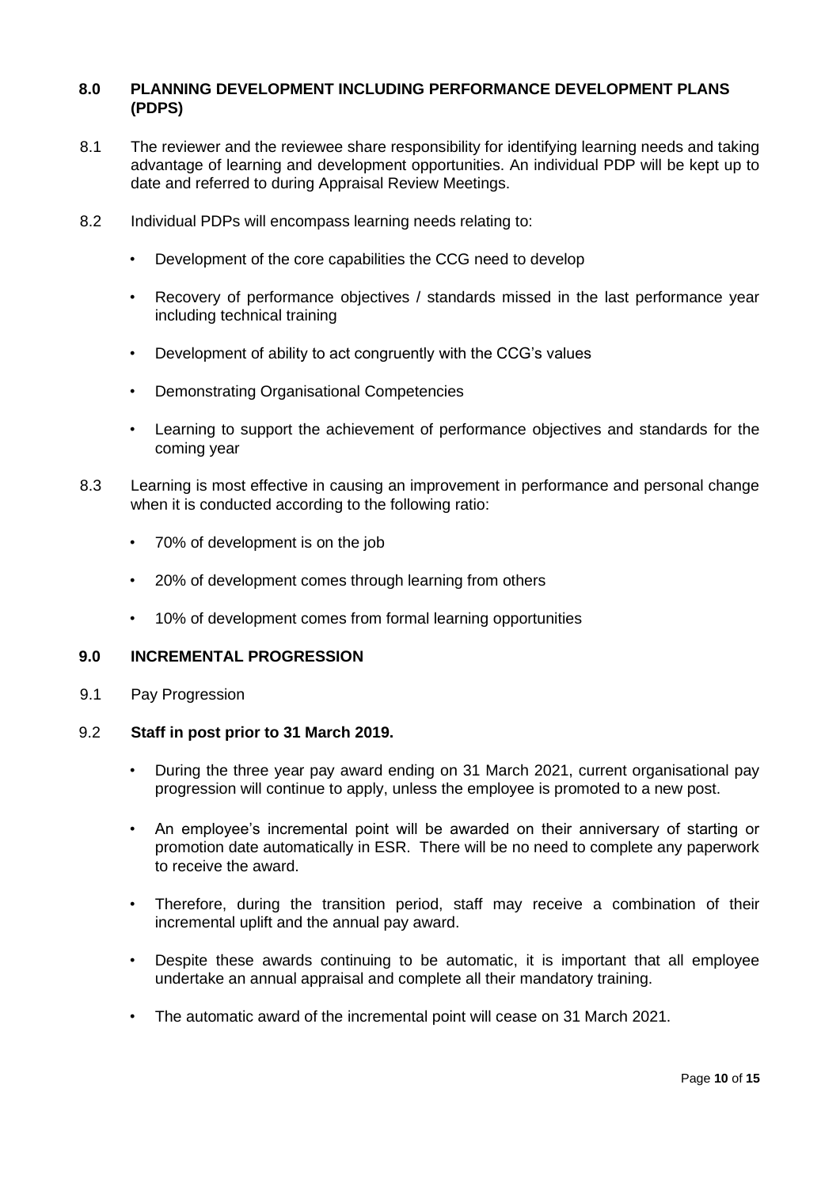## 8.0 PLANNING DEVELOPMENT INCLUDING PERFORMANCE DEVELOPMENT PLANS (PDPS)

8.1 The reviewer and the reviewee share responsibility for identifying learning needs and taking advantage of learning and development opportunities. An individual PDP will be kept up to date and referred to during Appraisal Review Meetings.

8.2 Individual PDPs will encompass learning needs relating to:

- Development of the core capabilities the CCG need to develop
- Recovery of performance objectives / standards missed in the last performance year including technical training
- Development of ability to act congruently with the CCG's values
- Demonstrating Organisational Competencies
- Learning to support the achievement of performance objectives and standards for the coming year

8.3 Learning is most effective in causing an improvement in performance and personal change when it is conducted according to the following ratio:

- 70% of development is on the job
- 20% of development comes through learning from others
- 10% of development comes from formal learning opportunities

## 9.0 INCREMENTAL PROGRESSION

9.1 Pay Progression

9.2 **Staff in post prior to 31 March 2019.**

- During the three year pay award ending on 31 March 2021, current organisational pay progression will continue to apply, unless the employee is promoted to a new post.
- An employee's incremental point will be awarded on their anniversary of starting or promotion date automatically in ESR. There will be no need to complete any paperwork to receive the award.
- Therefore, during the transition period, staff may receive a combination of their incremental uplift and the annual pay award.
- Despite these awards continuing to be automatic, it is important that all employee undertake an annual appraisal and complete all their mandatory training.
- The automatic award of the incremental point will cease on 31 March 2021.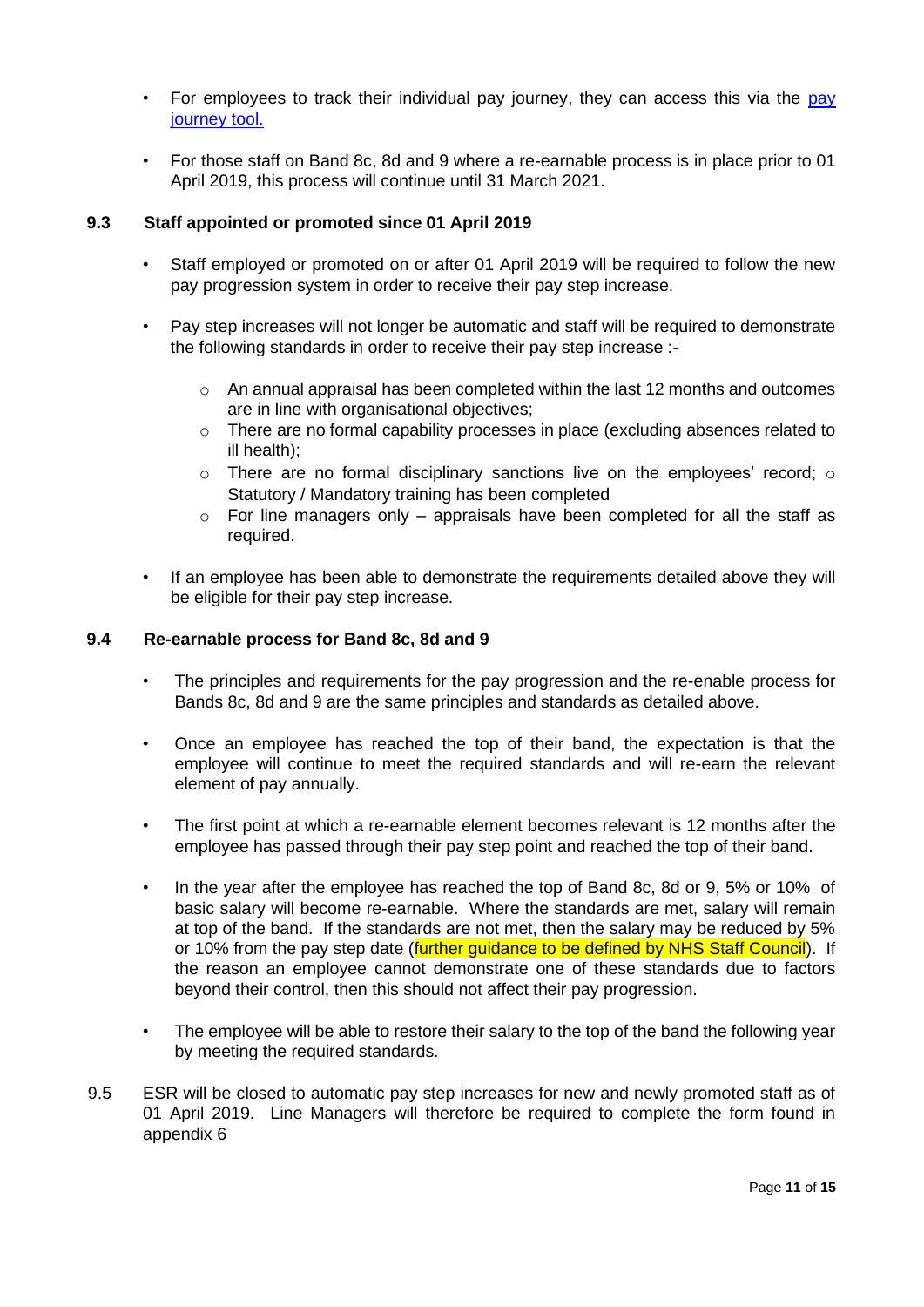- For employees to track their individual pay journey, they can access this via the [pay journey tool.]()
- For those staff on Band 8c, 8d and 9 where a re-earnable process is in place prior to 01 April 2019, this process will continue until 31 March 2021.

### 9.3 Staff appointed or promoted since 01 April 2019

- Staff employed or promoted on or after 01 April 2019 will be required to follow the new pay progression system in order to receive their pay step increase.
- Pay step increases will not longer be automatic and staff will be required to demonstrate the following standards in order to receive their pay step increase :-
  - An annual appraisal has been completed within the last 12 months and outcomes are in line with organisational objectives;
  - There are no formal capability processes in place (excluding absences related to ill health);
  - There are no formal disciplinary sanctions live on the employees' record; ○ Statutory / Mandatory training has been completed
  - For line managers only – appraisals have been completed for all the staff as required.
- If an employee has been able to demonstrate the requirements detailed above they will be eligible for their pay step increase.

### 9.4 Re-earnable process for Band 8c, 8d and 9

- The principles and requirements for the pay progression and the re-enable process for Bands 8c, 8d and 9 are the same principles and standards as detailed above.
- Once an employee has reached the top of their band, the expectation is that the employee will continue to meet the required standards and will re-earn the relevant element of pay annually.
- The first point at which a re-earnable element becomes relevant is 12 months after the employee has passed through their pay step point and reached the top of their band.
- In the year after the employee has reached the top of Band 8c, 8d or 9, 5% or 10% of basic salary will become re-earnable. Where the standards are met, salary will remain at top of the band. If the standards are not met, then the salary may be reduced by 5% or 10% from the pay step date (further guidance to be defined by NHS Staff Council). If the reason an employee cannot demonstrate one of these standards due to factors beyond their control, then this should not affect their pay progression.
- The employee will be able to restore their salary to the top of the band the following year by meeting the required standards.

9.5 ESR will be closed to automatic pay step increases for new and newly promoted staff as of 01 April 2019. Line Managers will therefore be required to complete the form found in appendix 6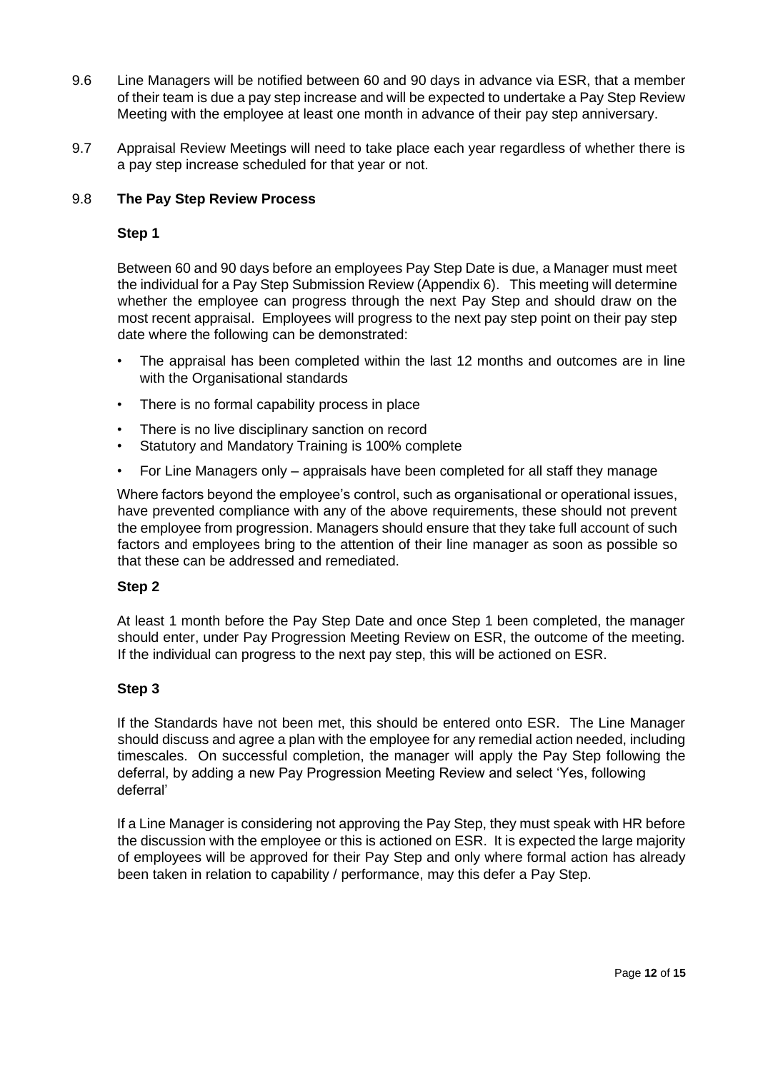9.6 Line Managers will be notified between 60 and 90 days in advance via ESR, that a member of their team is due a pay step increase and will be expected to undertake a Pay Step Review Meeting with the employee at least one month in advance of their pay step anniversary.

9.7 Appraisal Review Meetings will need to take place each year regardless of whether there is a pay step increase scheduled for that year or not.

9.8 **The Pay Step Review Process**

**Step 1**

Between 60 and 90 days before an employees Pay Step Date is due, a Manager must meet the individual for a Pay Step Submission Review (Appendix 6). This meeting will determine whether the employee can progress through the next Pay Step and should draw on the most recent appraisal. Employees will progress to the next pay step point on their pay step date where the following can be demonstrated:

- The appraisal has been completed within the last 12 months and outcomes are in line with the Organisational standards
- There is no formal capability process in place
- There is no live disciplinary sanction on record
- Statutory and Mandatory Training is 100% complete
- For Line Managers only – appraisals have been completed for all staff they manage

Where factors beyond the employee's control, such as organisational or operational issues, have prevented compliance with any of the above requirements, these should not prevent the employee from progression. Managers should ensure that they take full account of such factors and employees bring to the attention of their line manager as soon as possible so that these can be addressed and remediated.

**Step 2**

At least 1 month before the Pay Step Date and once Step 1 been completed, the manager should enter, under Pay Progression Meeting Review on ESR, the outcome of the meeting. If the individual can progress to the next pay step, this will be actioned on ESR.

**Step 3**

If the Standards have not been met, this should be entered onto ESR. The Line Manager should discuss and agree a plan with the employee for any remedial action needed, including timescales. On successful completion, the manager will apply the Pay Step following the deferral, by adding a new Pay Progression Meeting Review and select 'Yes, following deferral'

If a Line Manager is considering not approving the Pay Step, they must speak with HR before the discussion with the employee or this is actioned on ESR. It is expected the large majority of employees will be approved for their Pay Step and only where formal action has already been taken in relation to capability / performance, may this defer a Pay Step.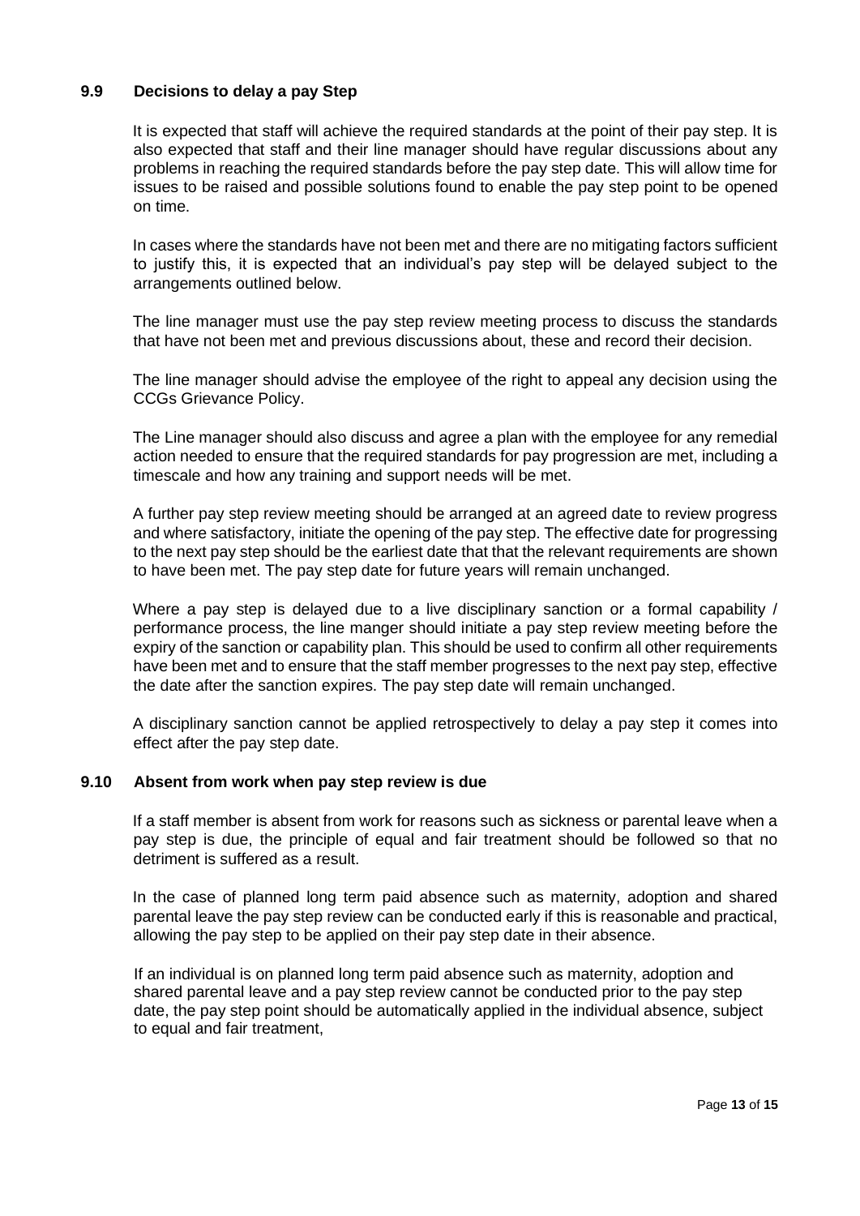### 9.9 Decisions to delay a pay Step

It is expected that staff will achieve the required standards at the point of their pay step. It is also expected that staff and their line manager should have regular discussions about any problems in reaching the required standards before the pay step date. This will allow time for issues to be raised and possible solutions found to enable the pay step point to be opened on time.

In cases where the standards have not been met and there are no mitigating factors sufficient to justify this, it is expected that an individual's pay step will be delayed subject to the arrangements outlined below.

The line manager must use the pay step review meeting process to discuss the standards that have not been met and previous discussions about, these and record their decision.

The line manager should advise the employee of the right to appeal any decision using the CCGs Grievance Policy.

The Line manager should also discuss and agree a plan with the employee for any remedial action needed to ensure that the required standards for pay progression are met, including a timescale and how any training and support needs will be met.

A further pay step review meeting should be arranged at an agreed date to review progress and where satisfactory, initiate the opening of the pay step. The effective date for progressing to the next pay step should be the earliest date that that the relevant requirements are shown to have been met. The pay step date for future years will remain unchanged.

Where a pay step is delayed due to a live disciplinary sanction or a formal capability / performance process, the line manger should initiate a pay step review meeting before the expiry of the sanction or capability plan. This should be used to confirm all other requirements have been met and to ensure that the staff member progresses to the next pay step, effective the date after the sanction expires. The pay step date will remain unchanged.

A disciplinary sanction cannot be applied retrospectively to delay a pay step it comes into effect after the pay step date.

### 9.10 Absent from work when pay step review is due

If a staff member is absent from work for reasons such as sickness or parental leave when a pay step is due, the principle of equal and fair treatment should be followed so that no detriment is suffered as a result.

In the case of planned long term paid absence such as maternity, adoption and shared parental leave the pay step review can be conducted early if this is reasonable and practical, allowing the pay step to be applied on their pay step date in their absence.

If an individual is on planned long term paid absence such as maternity, adoption and shared parental leave and a pay step review cannot be conducted prior to the pay step date, the pay step point should be automatically applied in the individual absence, subject to equal and fair treatment,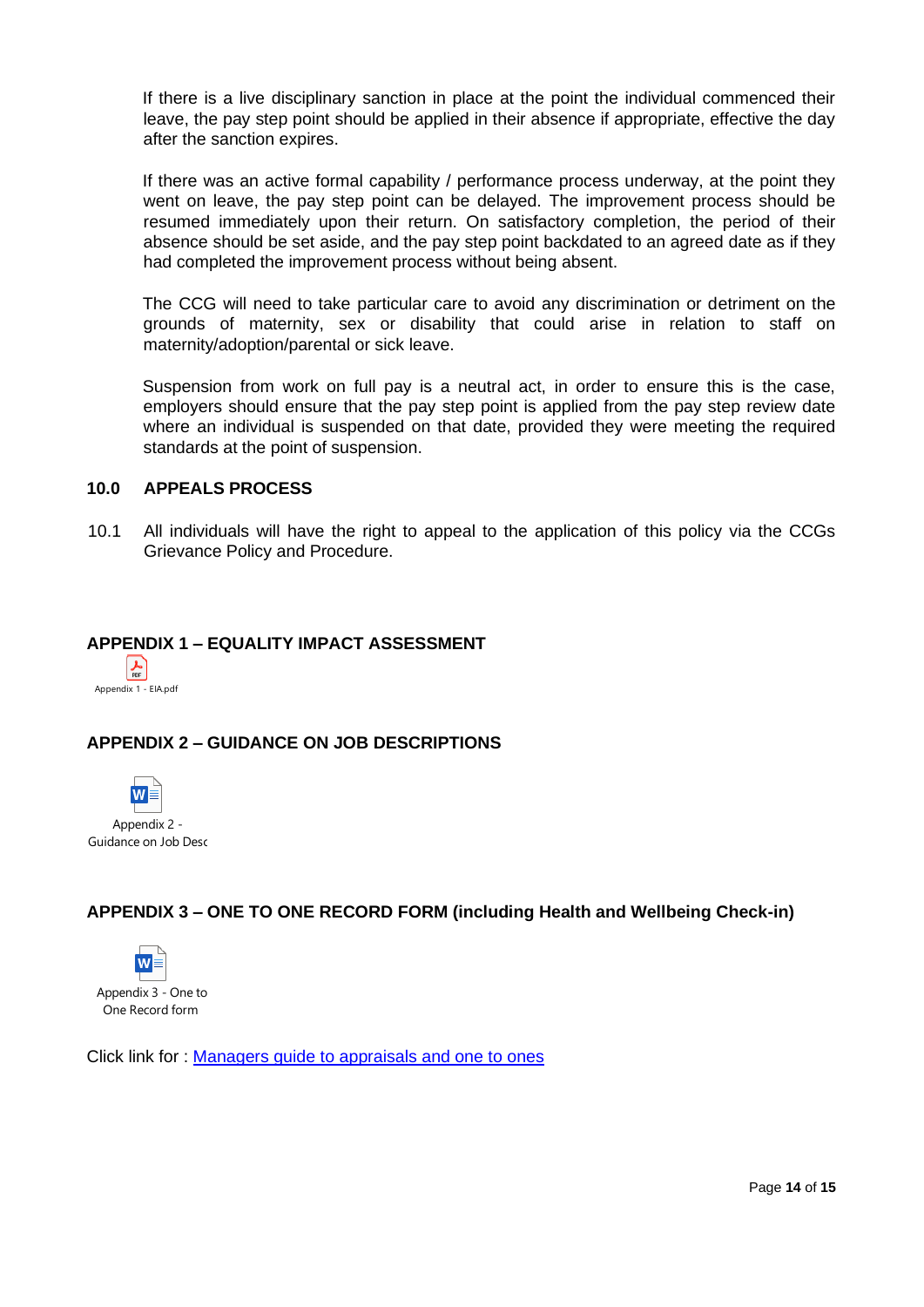If there is a live disciplinary sanction in place at the point the individual commenced their leave, the pay step point should be applied in their absence if appropriate, effective the day after the sanction expires.

If there was an active formal capability / performance process underway, at the point they went on leave, the pay step point can be delayed. The improvement process should be resumed immediately upon their return. On satisfactory completion, the period of their absence should be set aside, and the pay step point backdated to an agreed date as if they had completed the improvement process without being absent.

The CCG will need to take particular care to avoid any discrimination or detriment on the grounds of maternity, sex or disability that could arise in relation to staff on maternity/adoption/parental or sick leave.

Suspension from work on full pay is a neutral act, in order to ensure this is the case, employers should ensure that the pay step point is applied from the pay step review date where an individual is suspended on that date, provided they were meeting the required standards at the point of suspension.

## 10.0 APPEALS PROCESS

10.1 All individuals will have the right to appeal to the application of this policy via the CCGs Grievance Policy and Procedure.

## APPENDIX 1 – EQUALITY IMPACT ASSESSMENT

Appendix 1 - EIA.pdf

## APPENDIX 2 – GUIDANCE ON JOB DESCRIPTIONS

Appendix 2 - Guidance on Job Desc

## APPENDIX 3 – ONE TO ONE RECORD FORM (including Health and Wellbeing Check-in)

Appendix 3 - One to One Record form

Click link for : Managers guide to appraisals and one to ones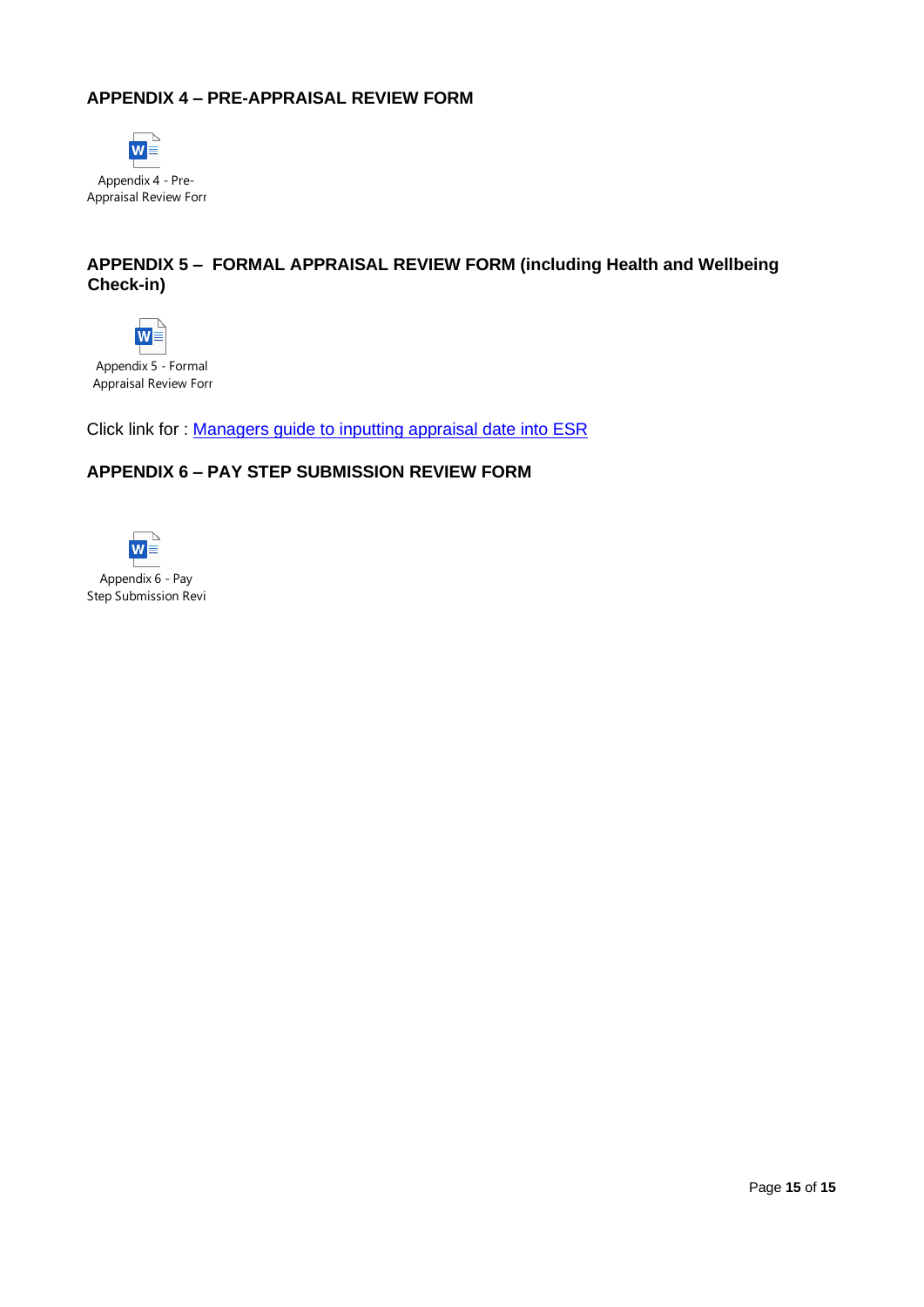### APPENDIX 4 – PRE-APPRAISAL REVIEW FORM

Appendix 4 - Pre-Appraisal Review Forr

### APPENDIX 5 – FORMAL APPRAISAL REVIEW FORM (including Health and Wellbeing Check-in)

Appendix 5 - Formal Appraisal Review Forr

Click link for : Managers guide to inputting appraisal date into ESR

### APPENDIX 6 – PAY STEP SUBMISSION REVIEW FORM

Appendix 6 - Pay Step Submission Revi